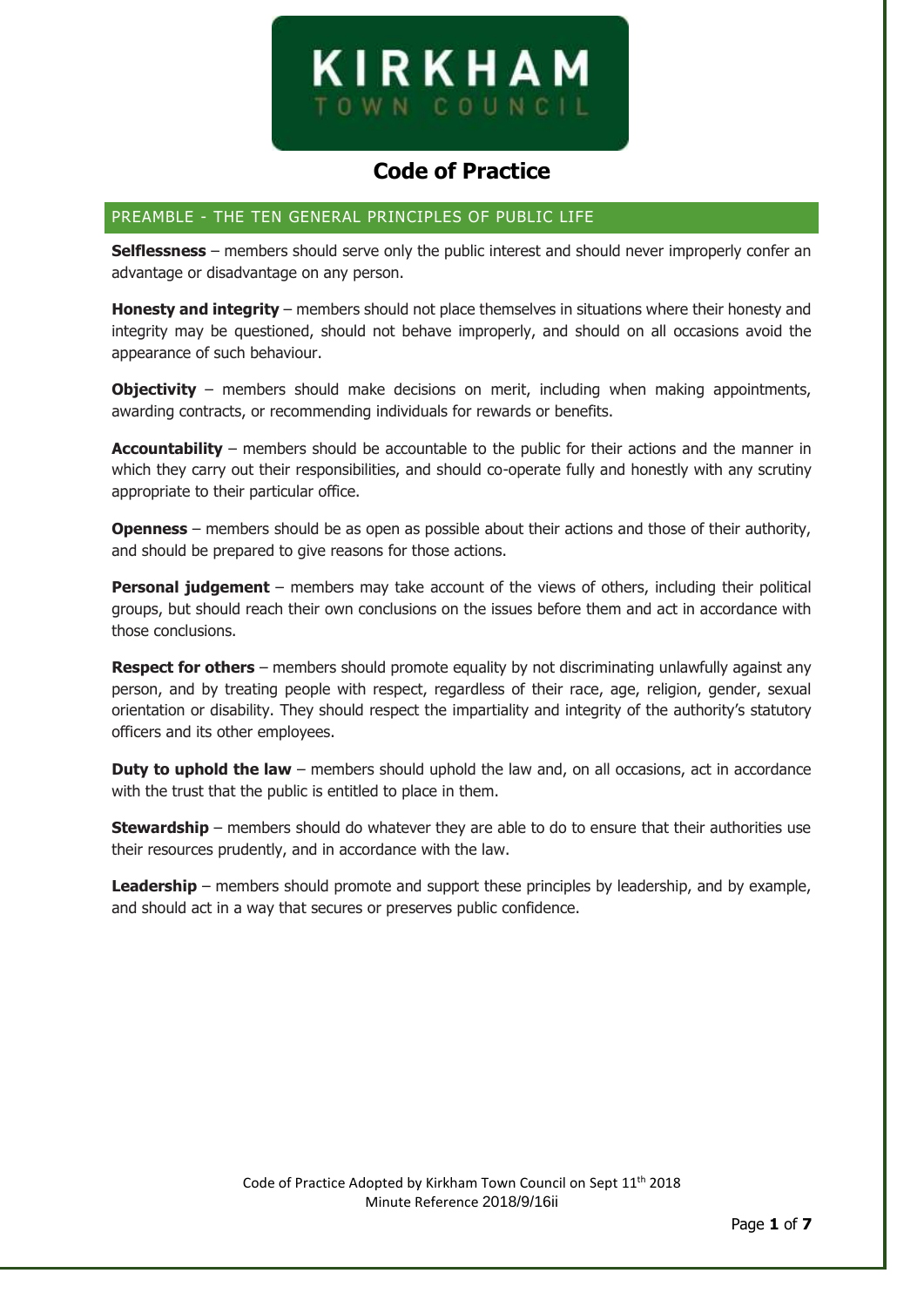# KIRKHAM TOWN COUNCIL

# Code of Practice

## PREAMBLE - THE TEN GENERAL PRINCIPLES OF PUBLIC LIFE

**Selflessness** – members should serve only the public interest and should never improperly confer an advantage or disadvantage on any person.

**Honesty and integrity** – members should not place themselves in situations where their honesty and integrity may be questioned, should not behave improperly, and should on all occasions avoid the appearance of such behaviour.

**Objectivity** – members should make decisions on merit, including when making appointments, awarding contracts, or recommending individuals for rewards or benefits.

**Accountability** – members should be accountable to the public for their actions and the manner in which they carry out their responsibilities, and should co-operate fully and honestly with any scrutiny appropriate to their particular office.

**Openness** – members should be as open as possible about their actions and those of their authority, and should be prepared to give reasons for those actions.

**Personal judgement** – members may take account of the views of others, including their political groups, but should reach their own conclusions on the issues before them and act in accordance with those conclusions.

**Respect for others** – members should promote equality by not discriminating unlawfully against any person, and by treating people with respect, regardless of their race, age, religion, gender, sexual orientation or disability. They should respect the impartiality and integrity of the authority's statutory officers and its other employees.

**Duty to uphold the law** – members should uphold the law and, on all occasions, act in accordance with the trust that the public is entitled to place in them.

**Stewardship** – members should do whatever they are able to do to ensure that their authorities use their resources prudently, and in accordance with the law.

**Leadership** – members should promote and support these principles by leadership, and by example, and should act in a way that secures or preserves public confidence.

Code of Practice Adopted by Kirkham Town Council on Sept 11th 2018
Minute Reference 2018/9/16ii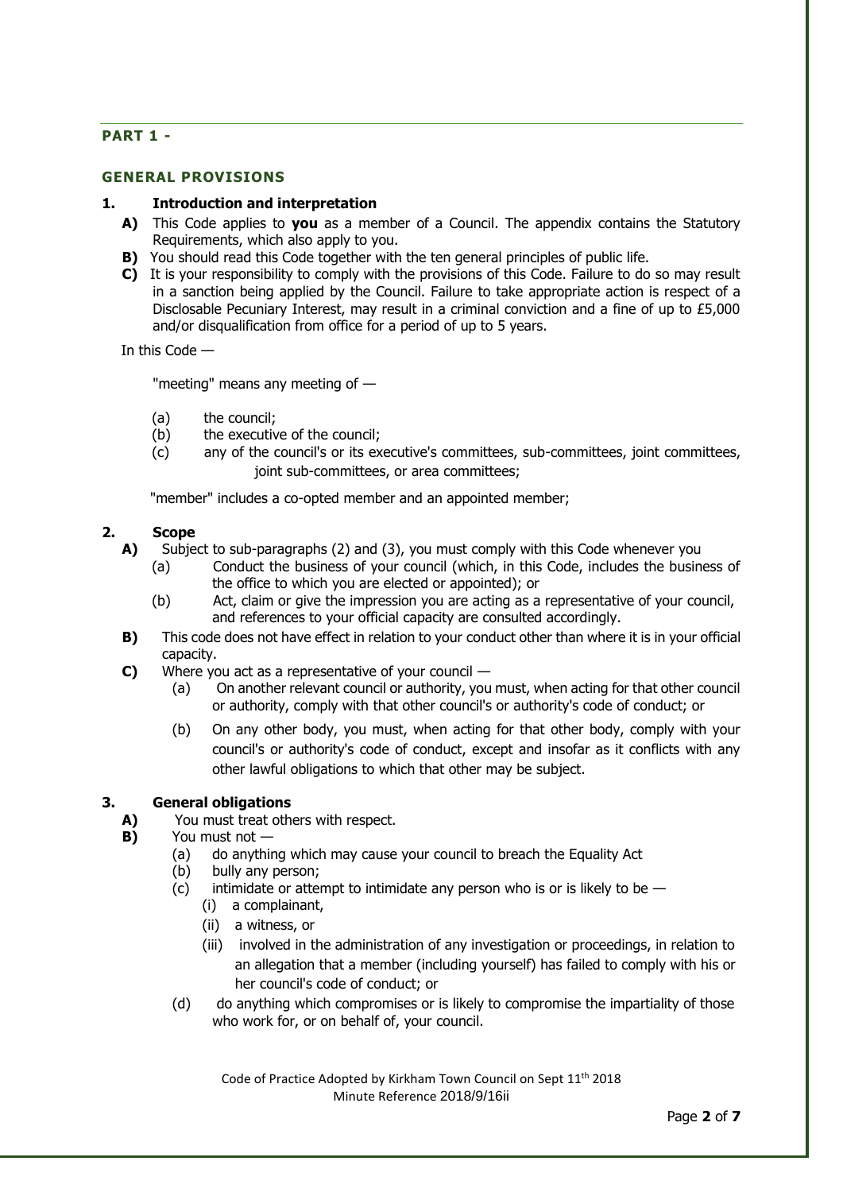## PART 1 -

## GENERAL PROVISIONS

### 1. Introduction and interpretation

**A)** This Code applies to **you** as a member of a Council. The appendix contains the Statutory Requirements, which also apply to you.

**B)** You should read this Code together with the ten general principles of public life.

**C)** It is your responsibility to comply with the provisions of this Code. Failure to do so may result in a sanction being applied by the Council. Failure to take appropriate action is respect of a Disclosable Pecuniary Interest, may result in a criminal conviction and a fine of up to £5,000 and/or disqualification from office for a period of up to 5 years.

In this Code —

"meeting" means any meeting of —

- (a) the council;
- (b) the executive of the council;
- (c) any of the council's or its executive's committees, sub-committees, joint committees, joint sub-committees, or area committees;

"member" includes a co-opted member and an appointed member;

### 2. Scope

**A)** Subject to sub-paragraphs (2) and (3), you must comply with this Code whenever you

- (a) Conduct the business of your council (which, in this Code, includes the business of the office to which you are elected or appointed); or
- (b) Act, claim or give the impression you are acting as a representative of your council, and references to your official capacity are consulted accordingly.

**B)** This code does not have effect in relation to your conduct other than where it is in your official capacity.

**C)** Where you act as a representative of your council —

- (a) On another relevant council or authority, you must, when acting for that other council or authority, comply with that other council's or authority's code of conduct; or
- (b) On any other body, you must, when acting for that other body, comply with your council's or authority's code of conduct, except and insofar as it conflicts with any other lawful obligations to which that other may be subject.

### 3. General obligations

**A)** You must treat others with respect.

**B)** You must not —

- (a) do anything which may cause your council to breach the Equality Act
- (b) bully any person;
- (c) intimidate or attempt to intimidate any person who is or is likely to be —
  - (i) a complainant,
  - (ii) a witness, or
  - (iii) involved in the administration of any investigation or proceedings, in relation to an allegation that a member (including yourself) has failed to comply with his or her council's code of conduct; or
- (d) do anything which compromises or is likely to compromise the impartiality of those who work for, or on behalf of, your council.

Code of Practice Adopted by Kirkham Town Council on Sept 11th 2018
Minute Reference 2018/9/16ii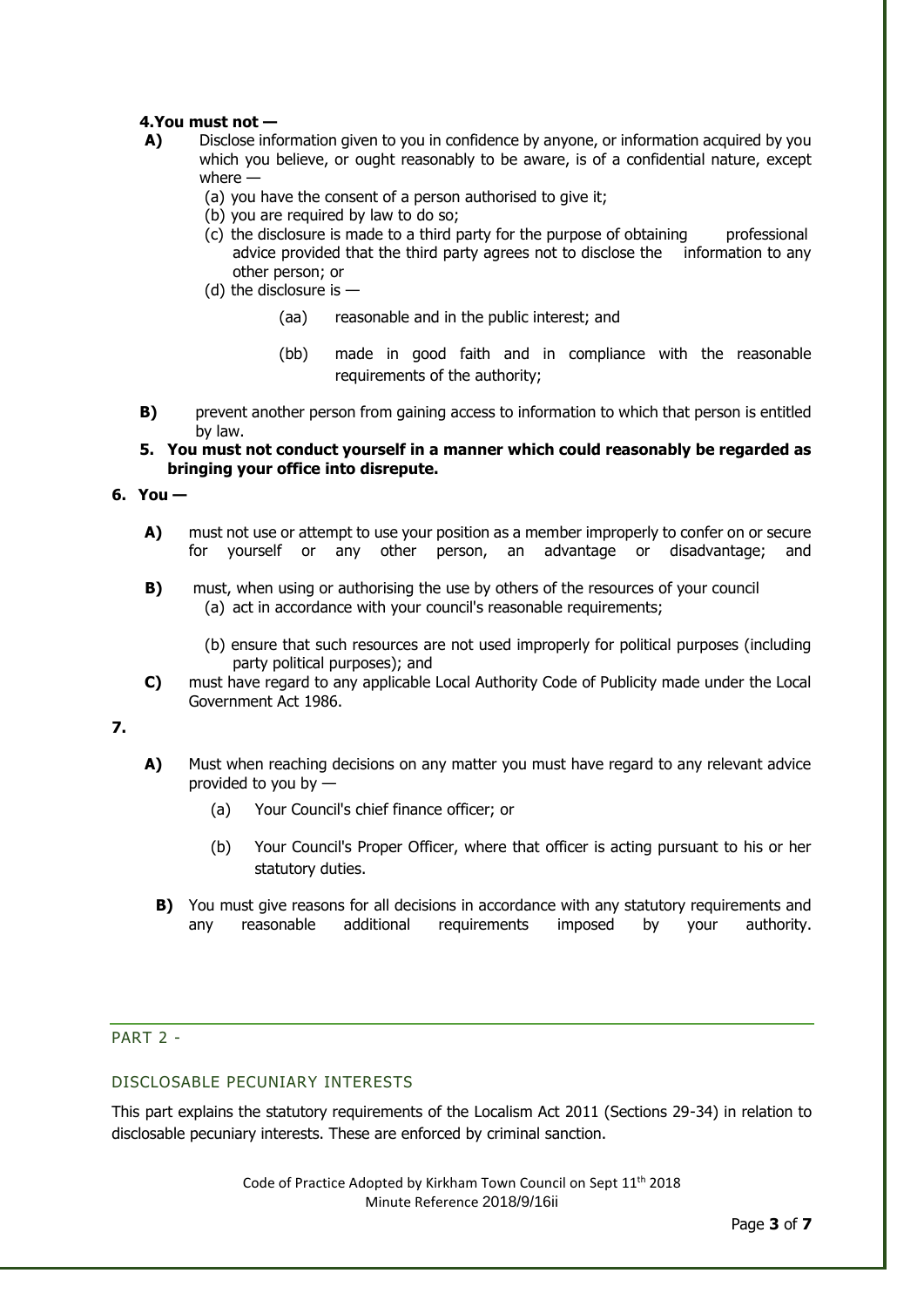**4. You must not —**

**A)** Disclose information given to you in confidence by anyone, or information acquired by you which you believe, or ought reasonably to be aware, is of a confidential nature, except where —

(a) you have the consent of a person authorised to give it;

(b) you are required by law to do so;

(c) the disclosure is made to a third party for the purpose of obtaining professional advice provided that the third party agrees not to disclose the information to any other person; or

(d) the disclosure is —

(aa) reasonable and in the public interest; and

(bb) made in good faith and in compliance with the reasonable requirements of the authority;

**B)** prevent another person from gaining access to information to which that person is entitled by law.

**5. You must not conduct yourself in a manner which could reasonably be regarded as bringing your office into disrepute.**

**6. You —**

**A)** must not use or attempt to use your position as a member improperly to confer on or secure for yourself or any other person, an advantage or disadvantage; and

**B)** must, when using or authorising the use by others of the resources of your council

(a) act in accordance with your council's reasonable requirements;

(b) ensure that such resources are not used improperly for political purposes (including party political purposes); and

**C)** must have regard to any applicable Local Authority Code of Publicity made under the Local Government Act 1986.

**7.**

**A)** Must when reaching decisions on any matter you must have regard to any relevant advice provided to you by —

(a) Your Council's chief finance officer; or

(b) Your Council's Proper Officer, where that officer is acting pursuant to his or her statutory duties.

**B)** You must give reasons for all decisions in accordance with any statutory requirements and any reasonable additional requirements imposed by your authority.

## PART 2 -

### DISCLOSABLE PECUNIARY INTERESTS

This part explains the statutory requirements of the Localism Act 2011 (Sections 29-34) in relation to disclosable pecuniary interests. These are enforced by criminal sanction.

Code of Practice Adopted by Kirkham Town Council on Sept 11th 2018
Minute Reference 2018/9/16ii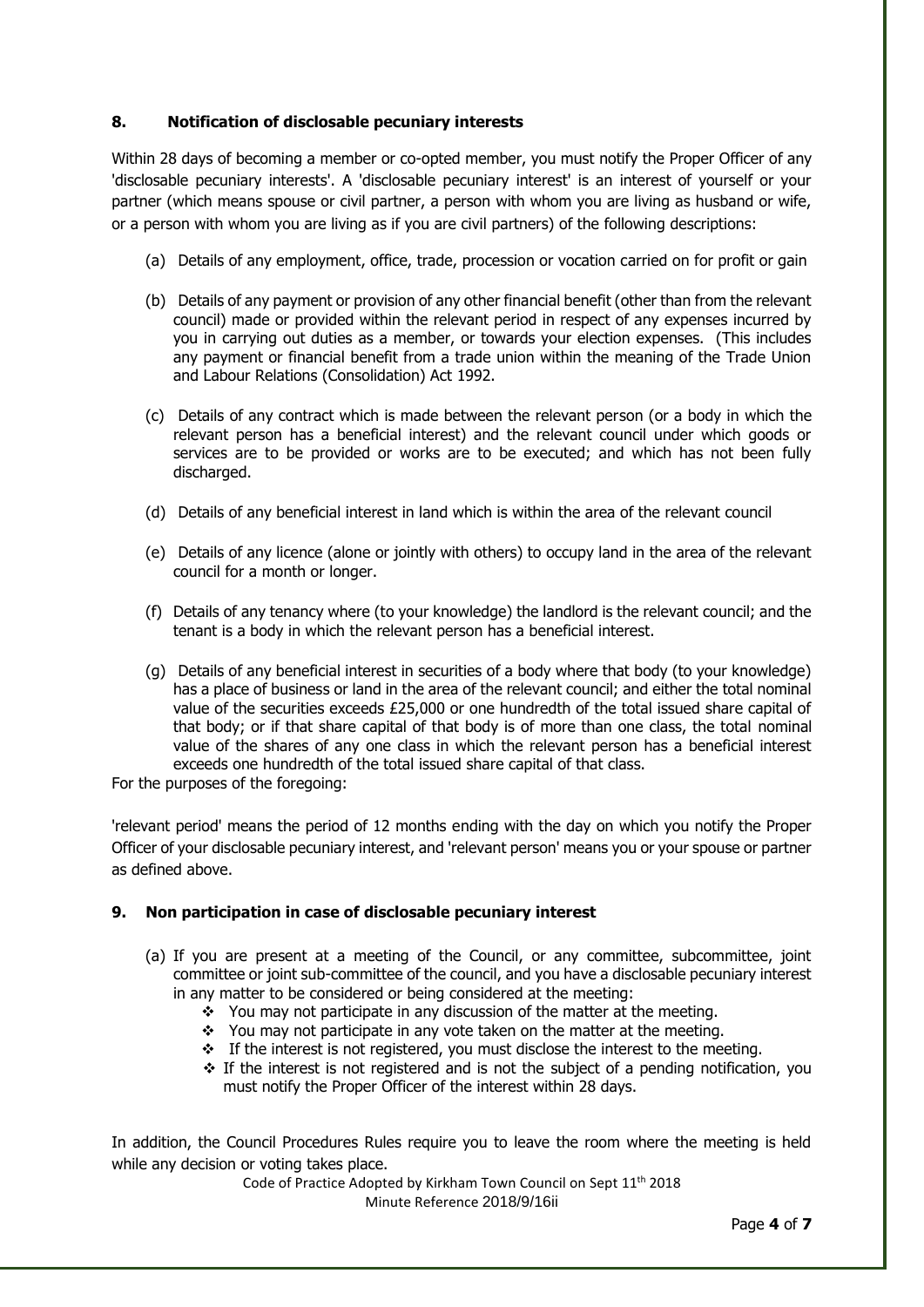## 8. Notification of disclosable pecuniary interests

Within 28 days of becoming a member or co-opted member, you must notify the Proper Officer of any 'disclosable pecuniary interests'. A 'disclosable pecuniary interest' is an interest of yourself or your partner (which means spouse or civil partner, a person with whom you are living as husband or wife, or a person with whom you are living as if you are civil partners) of the following descriptions:

(a) Details of any employment, office, trade, procession or vocation carried on for profit or gain

(b) Details of any payment or provision of any other financial benefit (other than from the relevant council) made or provided within the relevant period in respect of any expenses incurred by you in carrying out duties as a member, or towards your election expenses. (This includes any payment or financial benefit from a trade union within the meaning of the Trade Union and Labour Relations (Consolidation) Act 1992.

(c) Details of any contract which is made between the relevant person (or a body in which the relevant person has a beneficial interest) and the relevant council under which goods or services are to be provided or works are to be executed; and which has not been fully discharged.

(d) Details of any beneficial interest in land which is within the area of the relevant council

(e) Details of any licence (alone or jointly with others) to occupy land in the area of the relevant council for a month or longer.

(f) Details of any tenancy where (to your knowledge) the landlord is the relevant council; and the tenant is a body in which the relevant person has a beneficial interest.

(g) Details of any beneficial interest in securities of a body where that body (to your knowledge) has a place of business or land in the area of the relevant council; and either the total nominal value of the securities exceeds £25,000 or one hundredth of the total issued share capital of that body; or if that share capital of that body is of more than one class, the total nominal value of the shares of any one class in which the relevant person has a beneficial interest exceeds one hundredth of the total issued share capital of that class.

For the purposes of the foregoing:

'relevant period' means the period of 12 months ending with the day on which you notify the Proper Officer of your disclosable pecuniary interest, and 'relevant person' means you or your spouse or partner as defined above.

## 9. Non participation in case of disclosable pecuniary interest

(a) If you are present at a meeting of the Council, or any committee, subcommittee, joint committee or joint sub-committee of the council, and you have a disclosable pecuniary interest in any matter to be considered or being considered at the meeting:

- You may not participate in any discussion of the matter at the meeting.
- You may not participate in any vote taken on the matter at the meeting.
- If the interest is not registered, you must disclose the interest to the meeting.
- If the interest is not registered and is not the subject of a pending notification, you must notify the Proper Officer of the interest within 28 days.

In addition, the Council Procedures Rules require you to leave the room where the meeting is held while any decision or voting takes place.

Code of Practice Adopted by Kirkham Town Council on Sept 11th 2018
Minute Reference 2018/9/16ii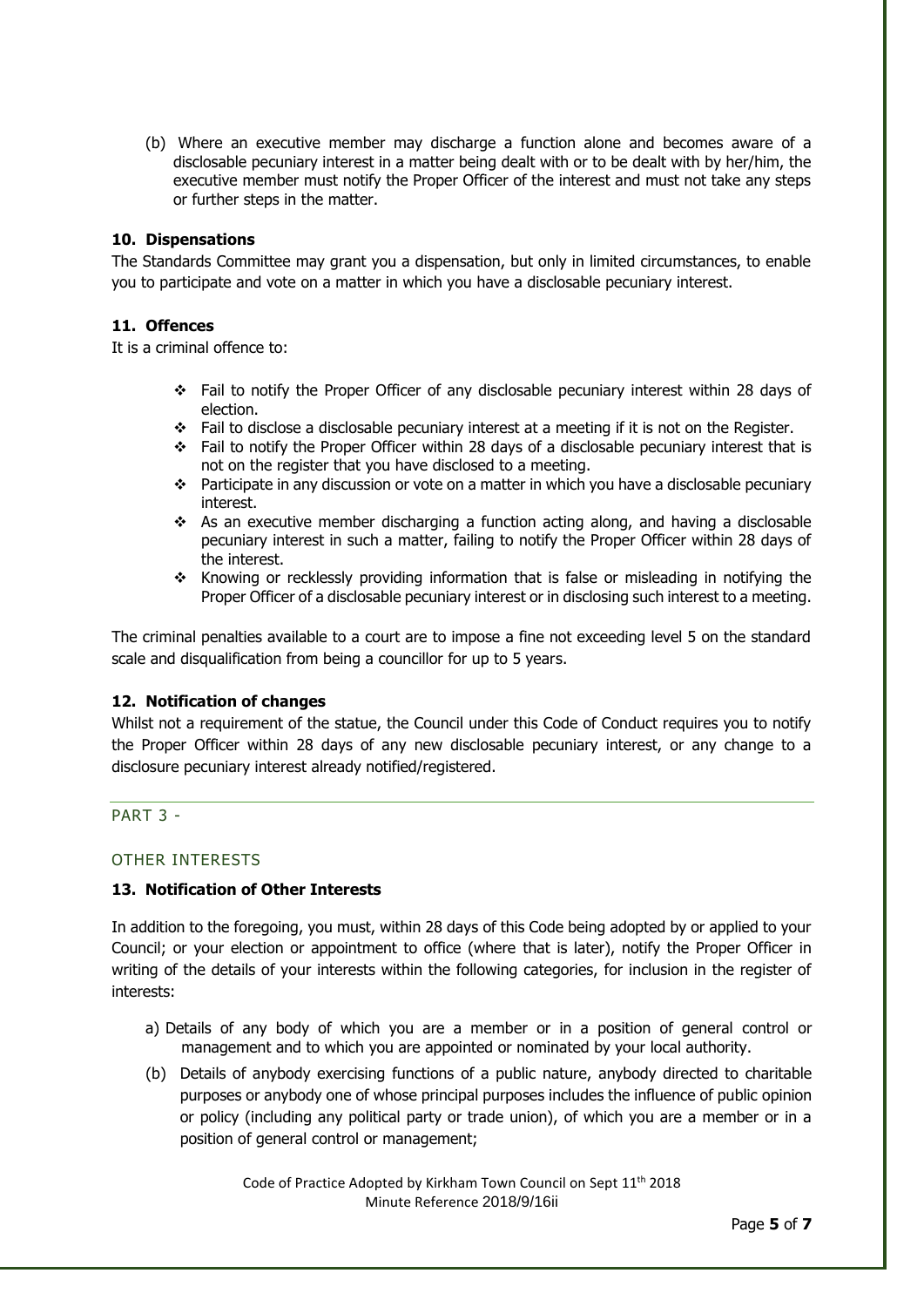(b) Where an executive member may discharge a function alone and becomes aware of a disclosable pecuniary interest in a matter being dealt with or to be dealt with by her/him, the executive member must notify the Proper Officer of the interest and must not take any steps or further steps in the matter.

**10. Dispensations**

The Standards Committee may grant you a dispensation, but only in limited circumstances, to enable you to participate and vote on a matter in which you have a disclosable pecuniary interest.

**11. Offences**

It is a criminal offence to:

- Fail to notify the Proper Officer of any disclosable pecuniary interest within 28 days of election.
- Fail to disclose a disclosable pecuniary interest at a meeting if it is not on the Register.
- Fail to notify the Proper Officer within 28 days of a disclosable pecuniary interest that is not on the register that you have disclosed to a meeting.
- Participate in any discussion or vote on a matter in which you have a disclosable pecuniary interest.
- As an executive member discharging a function acting along, and having a disclosable pecuniary interest in such a matter, failing to notify the Proper Officer within 28 days of the interest.
- Knowing or recklessly providing information that is false or misleading in notifying the Proper Officer of a disclosable pecuniary interest or in disclosing such interest to a meeting.

The criminal penalties available to a court are to impose a fine not exceeding level 5 on the standard scale and disqualification from being a councillor for up to 5 years.

**12. Notification of changes**

Whilst not a requirement of the statue, the Council under this Code of Conduct requires you to notify the Proper Officer within 28 days of any new disclosable pecuniary interest, or any change to a disclosure pecuniary interest already notified/registered.

## PART 3 -

## OTHER INTERESTS

**13. Notification of Other Interests**

In addition to the foregoing, you must, within 28 days of this Code being adopted by or applied to your Council; or your election or appointment to office (where that is later), notify the Proper Officer in writing of the details of your interests within the following categories, for inclusion in the register of interests:

a) Details of any body of which you are a member or in a position of general control or management and to which you are appointed or nominated by your local authority.

(b) Details of anybody exercising functions of a public nature, anybody directed to charitable purposes or anybody one of whose principal purposes includes the influence of public opinion or policy (including any political party or trade union), of which you are a member or in a position of general control or management;

Code of Practice Adopted by Kirkham Town Council on Sept 11th 2018
Minute Reference 2018/9/16ii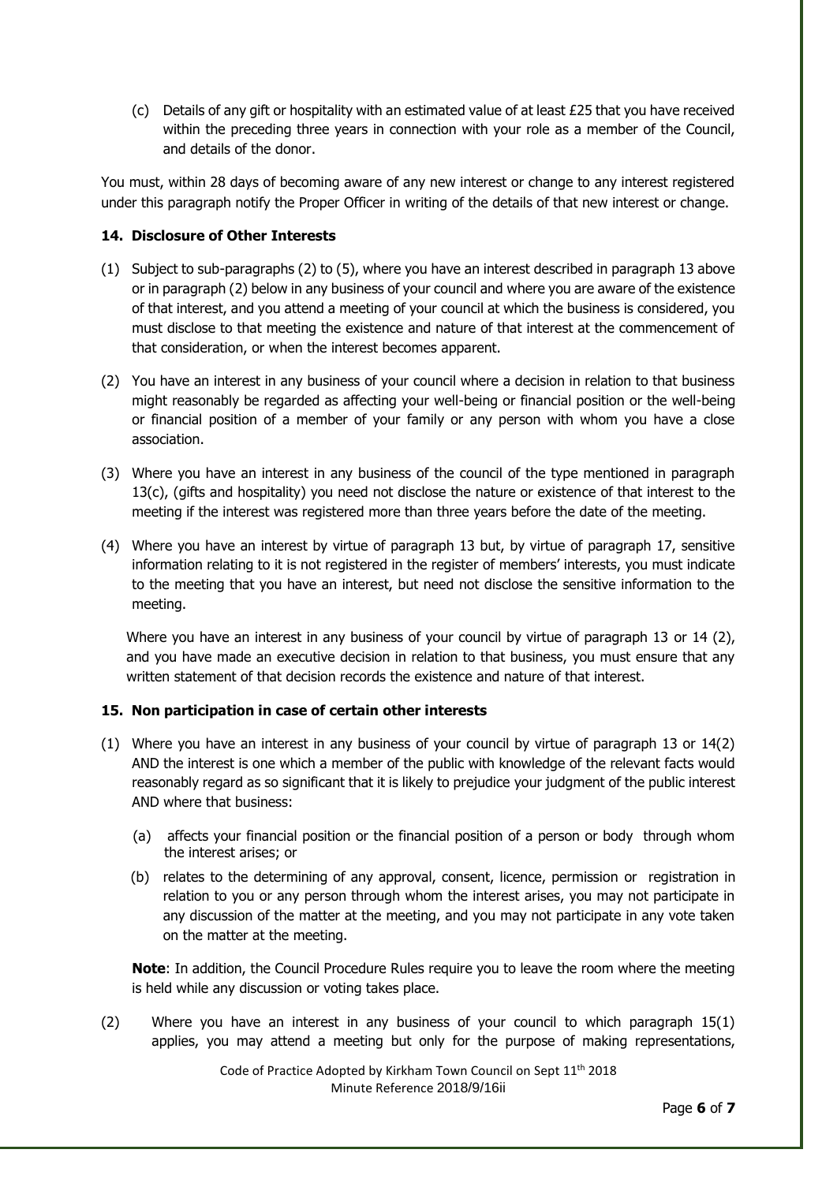(c) Details of any gift or hospitality with an estimated value of at least £25 that you have received within the preceding three years in connection with your role as a member of the Council, and details of the donor.

You must, within 28 days of becoming aware of any new interest or change to any interest registered under this paragraph notify the Proper Officer in writing of the details of that new interest or change.

**14. Disclosure of Other Interests**

(1) Subject to sub-paragraphs (2) to (5), where you have an interest described in paragraph 13 above or in paragraph (2) below in any business of your council and where you are aware of the existence of that interest, and you attend a meeting of your council at which the business is considered, you must disclose to that meeting the existence and nature of that interest at the commencement of that consideration, or when the interest becomes apparent.

(2) You have an interest in any business of your council where a decision in relation to that business might reasonably be regarded as affecting your well-being or financial position or the well-being or financial position of a member of your family or any person with whom you have a close association.

(3) Where you have an interest in any business of the council of the type mentioned in paragraph 13(c), (gifts and hospitality) you need not disclose the nature or existence of that interest to the meeting if the interest was registered more than three years before the date of the meeting.

(4) Where you have an interest by virtue of paragraph 13 but, by virtue of paragraph 17, sensitive information relating to it is not registered in the register of members' interests, you must indicate to the meeting that you have an interest, but need not disclose the sensitive information to the meeting.

Where you have an interest in any business of your council by virtue of paragraph 13 or 14 (2), and you have made an executive decision in relation to that business, you must ensure that any written statement of that decision records the existence and nature of that interest.

**15. Non participation in case of certain other interests**

(1) Where you have an interest in any business of your council by virtue of paragraph 13 or 14(2) AND the interest is one which a member of the public with knowledge of the relevant facts would reasonably regard as so significant that it is likely to prejudice your judgment of the public interest AND where that business:

(a) affects your financial position or the financial position of a person or body through whom the interest arises; or

(b) relates to the determining of any approval, consent, licence, permission or registration in relation to you or any person through whom the interest arises, you may not participate in any discussion of the matter at the meeting, and you may not participate in any vote taken on the matter at the meeting.

**Note**: In addition, the Council Procedure Rules require you to leave the room where the meeting is held while any discussion or voting takes place.

(2) Where you have an interest in any business of your council to which paragraph 15(1) applies, you may attend a meeting but only for the purpose of making representations,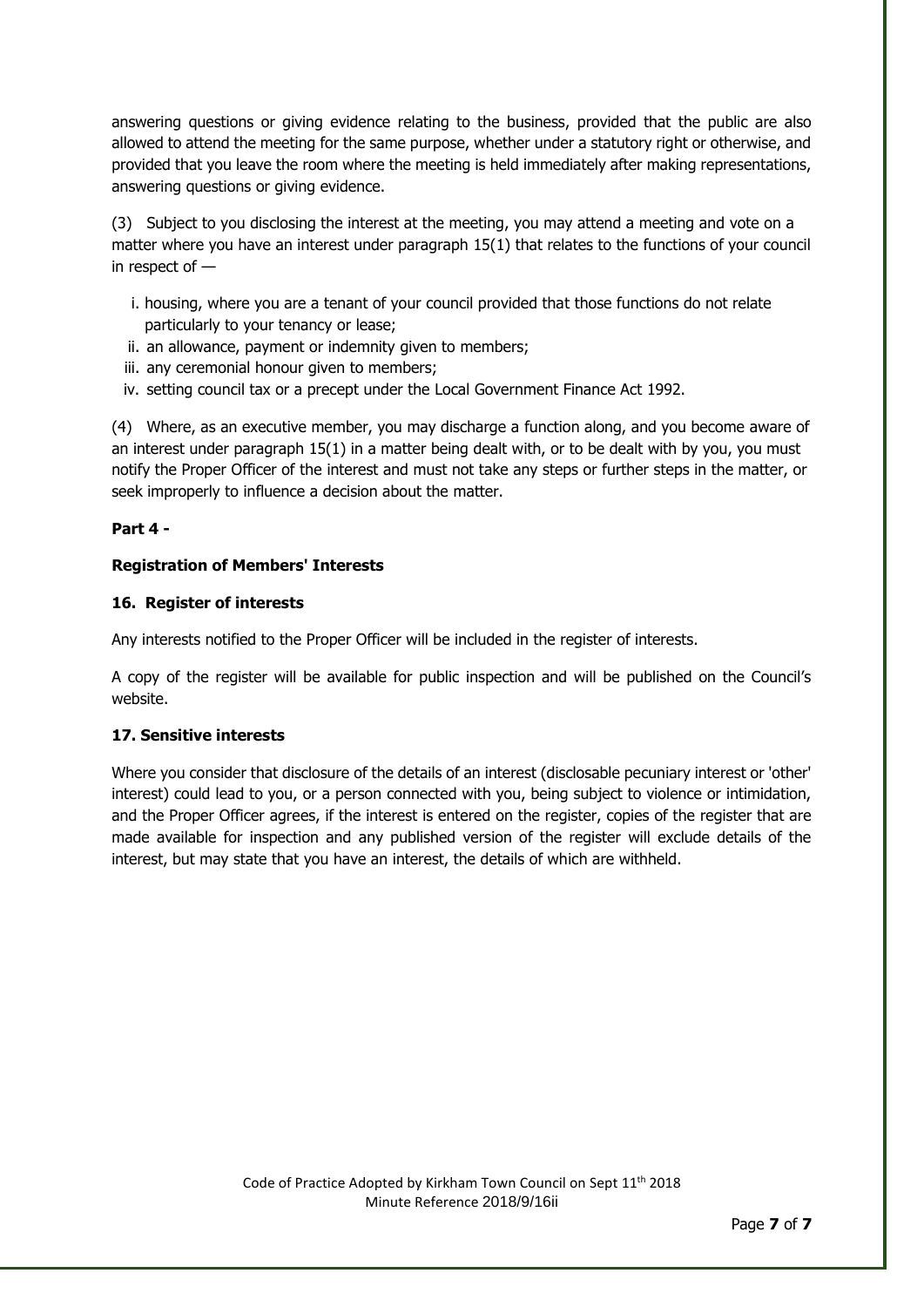answering questions or giving evidence relating to the business, provided that the public are also allowed to attend the meeting for the same purpose, whether under a statutory right or otherwise, and provided that you leave the room where the meeting is held immediately after making representations, answering questions or giving evidence.

(3) Subject to you disclosing the interest at the meeting, you may attend a meeting and vote on a matter where you have an interest under paragraph 15(1) that relates to the functions of your council in respect of —

i. housing, where you are a tenant of your council provided that those functions do not relate particularly to your tenancy or lease;
ii. an allowance, payment or indemnity given to members;
iii. any ceremonial honour given to members;
iv. setting council tax or a precept under the Local Government Finance Act 1992.

(4) Where, as an executive member, you may discharge a function along, and you become aware of an interest under paragraph 15(1) in a matter being dealt with, or to be dealt with by you, you must notify the Proper Officer of the interest and must not take any steps or further steps in the matter, or seek improperly to influence a decision about the matter.

**Part 4 -**

**Registration of Members' Interests**

**16. Register of interests**

Any interests notified to the Proper Officer will be included in the register of interests.

A copy of the register will be available for public inspection and will be published on the Council's website.

**17. Sensitive interests**

Where you consider that disclosure of the details of an interest (disclosable pecuniary interest or 'other' interest) could lead to you, or a person connected with you, being subject to violence or intimidation, and the Proper Officer agrees, if the interest is entered on the register, copies of the register that are made available for inspection and any published version of the register will exclude details of the interest, but may state that you have an interest, the details of which are withheld.